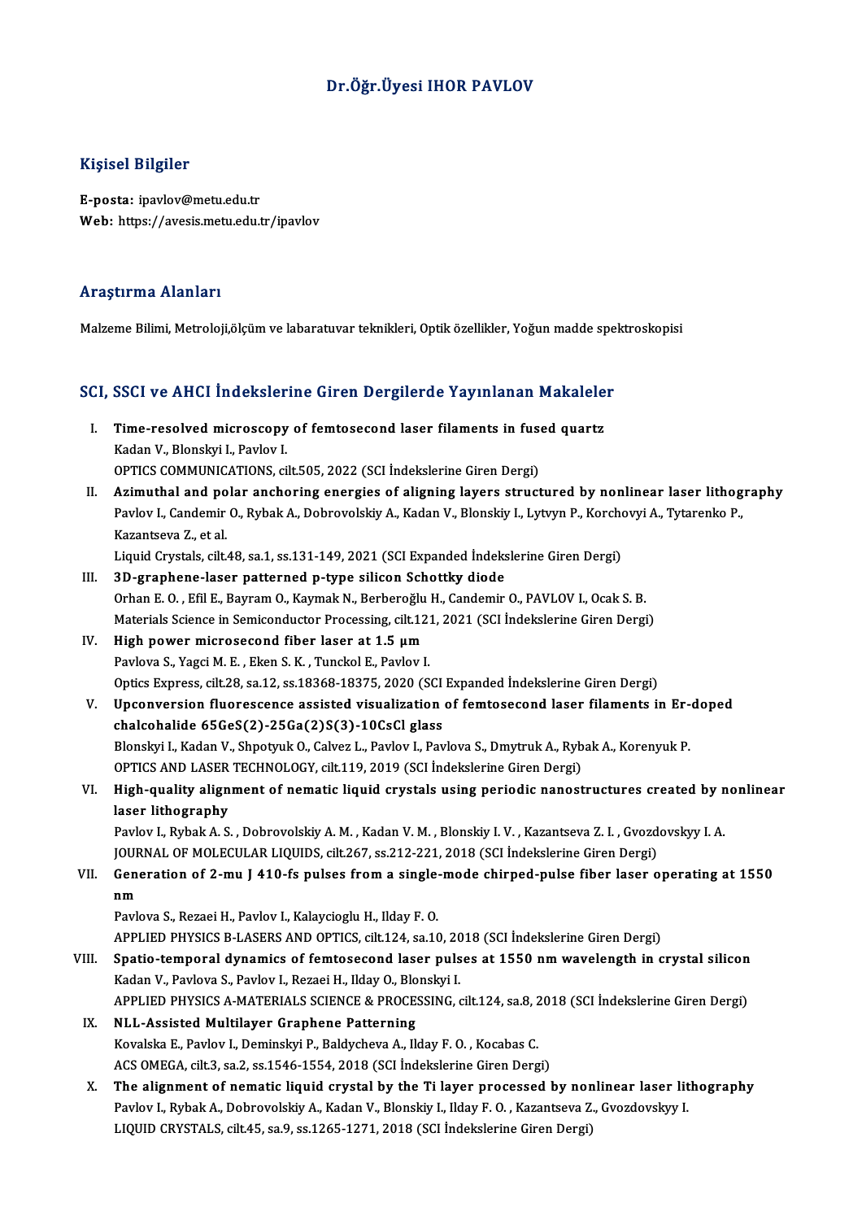# Dr.Öğr.Üyesi IHOR PAVLOV

## Kişisel Bilgiler

**E-posta:** ipavlov@metu.edu.tr
**Web:** https://avesis.metu.edu.tr/ipavlov

## Araştırma Alanları

Malzeme Bilimi, Metroloji,ölçüm ve labaratuvar teknikleri, Optik özellikler, Yoğun madde spektroskopisi

## SCI, SSCI ve AHCI İndekslerine Giren Dergilerde Yayınlanan Makaleler

I. **Time-resolved microscopy of femtosecond laser filaments in fused quartz**
Kadan V., Blonskyi I., Pavlov I.
OPTICS COMMUNICATIONS, cilt.505, 2022 (SCI İndekslerine Giren Dergi)

II. **Azimuthal and polar anchoring energies of aligning layers structured by nonlinear laser lithography**
Pavlov I., Candemir O., Rybak A., Dobrovolskiy A., Kadan V., Blonskiy I., Lytvyn P., Korchovyi A., Tytarenko P., Kazantseva Z., et al.
Liquid Crystals, cilt.48, sa.1, ss.131-149, 2021 (SCI Expanded İndekslerine Giren Dergi)

III. **3D-graphene-laser patterned p-type silicon Schottky diode**
Orhan E. O. , Efil E., Bayram O., Kaymak N., Berberoğlu H., Candemir O., PAVLOV I., Ocak S. B.
Materials Science in Semiconductor Processing, cilt.121, 2021 (SCI İndekslerine Giren Dergi)

IV. **High power microsecond fiber laser at 1.5 µm**
Pavlova S., Yagci M. E. , Eken S. K. , Tunckol E., Pavlov I.
Optics Express, cilt.28, sa.12, ss.18368-18375, 2020 (SCI Expanded İndekslerine Giren Dergi)

V. **Upconversion fluorescence assisted visualization of femtosecond laser filaments in Er-doped chalcohalide 65GeS(2)-25Ga(2)S(3)-10CsCl glass**
Blonskyi I., Kadan V., Shpotyuk O., Calvez L., Pavlov I., Pavlova S., Dmytruk A., Rybak A., Korenyuk P.
OPTICS AND LASER TECHNOLOGY, cilt.119, 2019 (SCI İndekslerine Giren Dergi)

VI. **High-quality alignment of nematic liquid crystals using periodic nanostructures created by nonlinear laser lithography**
Pavlov I., Rybak A. S. , Dobrovolskiy A. M. , Kadan V. M. , Blonskiy I. V. , Kazantseva Z. I. , Gvozdovskyy I. A.
JOURNAL OF MOLECULAR LIQUIDS, cilt.267, ss.212-221, 2018 (SCI İndekslerine Giren Dergi)

VII. **Generation of 2-mu J 410-fs pulses from a single-mode chirped-pulse fiber laser operating at 1550 nm**
Pavlova S., Rezaei H., Pavlov I., Kalaycioglu H., Ilday F. O.
APPLIED PHYSICS B-LASERS AND OPTICS, cilt.124, sa.10, 2018 (SCI İndekslerine Giren Dergi)

VIII. **Spatio-temporal dynamics of femtosecond laser pulses at 1550 nm wavelength in crystal silicon**
Kadan V., Pavlova S., Pavlov I., Rezaei H., Ilday O., Blonskyi I.
APPLIED PHYSICS A-MATERIALS SCIENCE & PROCESSING, cilt.124, sa.8, 2018 (SCI İndekslerine Giren Dergi)

IX. **NLL-Assisted Multilayer Graphene Patterning**
Kovalska E., Pavlov I., Deminskyi P., Baldycheva A., Ilday F. O. , Kocabas C.
ACS OMEGA, cilt.3, sa.2, ss.1546-1554, 2018 (SCI İndekslerine Giren Dergi)

X. **The alignment of nematic liquid crystal by the Ti layer processed by nonlinear laser lithography**
Pavlov I., Rybak A., Dobrovolskiy A., Kadan V., Blonskiy I., Ilday F. O. , Kazantseva Z., Gvozdovskyy I.
LIQUID CRYSTALS, cilt.45, sa.9, ss.1265-1271, 2018 (SCI İndekslerine Giren Dergi)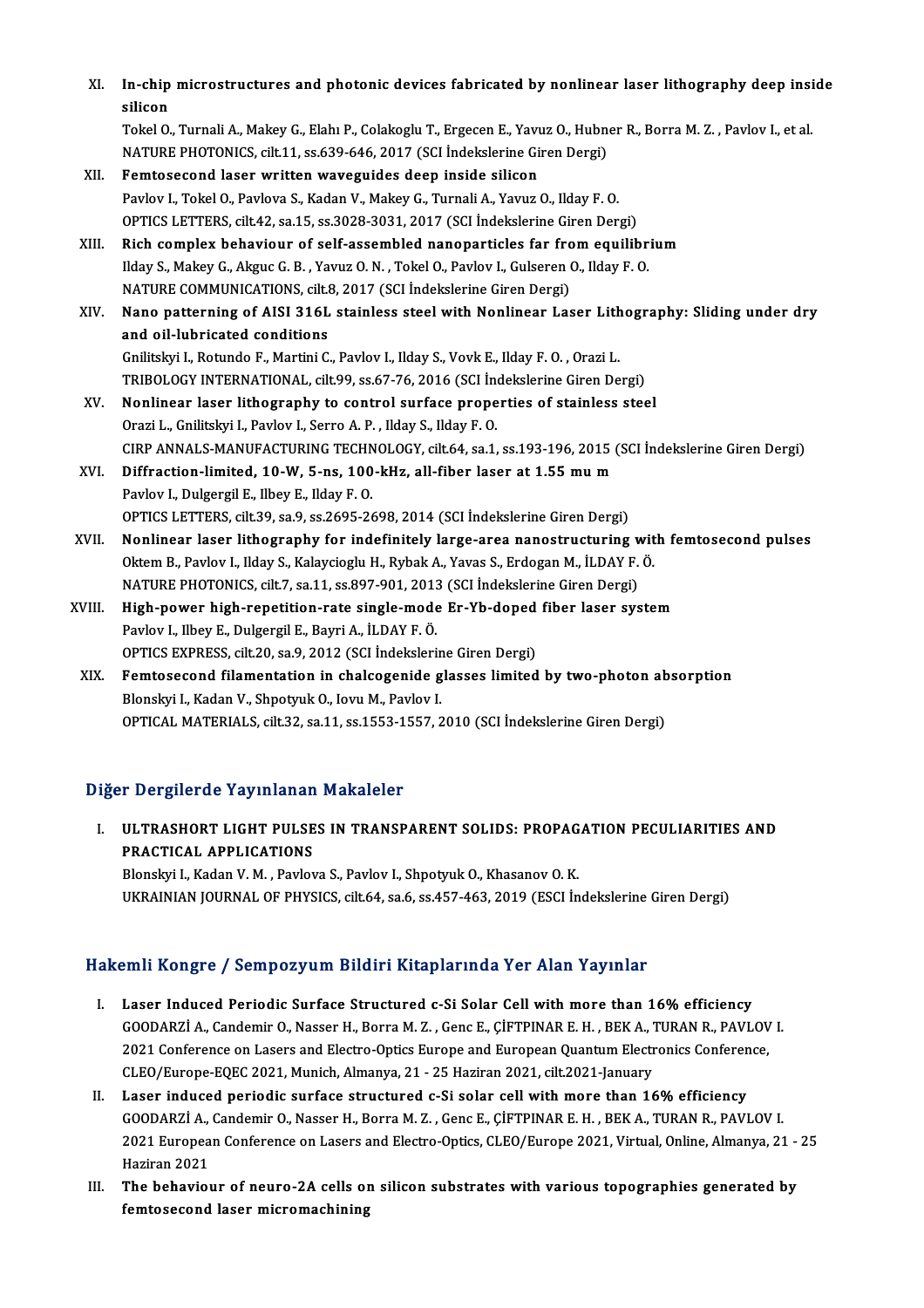XI. **In-chip microstructures and photonic devices fabricated by nonlinear laser lithography deep inside silicon**
Tokel O., Turnali A., Makey G., Elahı P., Colakoglu T., Ergecen E., Yavuz O., Hubner R., Borra M. Z. , Pavlov I., et al.
NATURE PHOTONICS, cilt.11, ss.639-646, 2017 (SCI İndekslerine Giren Dergi)

XII. **Femtosecond laser written waveguides deep inside silicon**
Pavlov I., Tokel O., Pavlova S., Kadan V., Makey G., Turnali A., Yavuz O., Ilday F. O.
OPTICS LETTERS, cilt.42, sa.15, ss.3028-3031, 2017 (SCI İndekslerine Giren Dergi)

XIII. **Rich complex behaviour of self-assembled nanoparticles far from equilibrium**
Ilday S., Makey G., Akguc G. B. , Yavuz O. N. , Tokel O., Pavlov I., Gulseren O., Ilday F. O.
NATURE COMMUNICATIONS, cilt.8, 2017 (SCI İndekslerine Giren Dergi)

XIV. **Nano patterning of AISI 316L stainless steel with Nonlinear Laser Lithography: Sliding under dry and oil-lubricated conditions**
Gnilitskyi I., Rotundo F., Martini C., Pavlov I., Ilday S., Vovk E., Ilday F. O. , Orazi L.
TRIBOLOGY INTERNATIONAL, cilt.99, ss.67-76, 2016 (SCI İndekslerine Giren Dergi)

XV. **Nonlinear laser lithography to control surface properties of stainless steel**
Orazi L., Gnilitskyi I., Pavlov I., Serro A. P. , Ilday S., Ilday F. O.
CIRP ANNALS-MANUFACTURING TECHNOLOGY, cilt.64, sa.1, ss.193-196, 2015 (SCI İndekslerine Giren Dergi)

XVI. **Diffraction-limited, 10-W, 5-ns, 100-kHz, all-fiber laser at 1.55 mu m**
Pavlov I., Dulgergil E., Ilbey E., Ilday F. O.
OPTICS LETTERS, cilt.39, sa.9, ss.2695-2698, 2014 (SCI İndekslerine Giren Dergi)

XVII. **Nonlinear laser lithography for indefinitely large-area nanostructuring with femtosecond pulses**
Oktem B., Pavlov I., Ilday S., Kalaycioglu H., Rybak A., Yavas S., Erdogan M., İLDAY F. Ö.
NATURE PHOTONICS, cilt.7, sa.11, ss.897-901, 2013 (SCI İndekslerine Giren Dergi)

XVIII. **High-power high-repetition-rate single-mode Er-Yb-doped fiber laser system**
Pavlov I., Ilbey E., Dulgergil E., Bayri A., İLDAY F. Ö.
OPTICS EXPRESS, cilt.20, sa.9, 2012 (SCI İndekslerine Giren Dergi)

XIX. **Femtosecond filamentation in chalcogenide glasses limited by two-photon absorption**
Blonskyi I., Kadan V., Shpotyuk O., Iovu M., Pavlov I.
OPTICAL MATERIALS, cilt.32, sa.11, ss.1553-1557, 2010 (SCI İndekslerine Giren Dergi)

## Diğer Dergilerde Yayınlanan Makaleler

I. **ULTRASHORT LIGHT PULSES IN TRANSPARENT SOLIDS: PROPAGATION PECULIARITIES AND PRACTICAL APPLICATIONS**
Blonskyi I., Kadan V. M. , Pavlova S., Pavlov I., Shpotyuk O., Khasanov O. K.
UKRAINIAN JOURNAL OF PHYSICS, cilt.64, sa.6, ss.457-463, 2019 (ESCI İndekslerine Giren Dergi)

## Hakemli Kongre / Sempozyum Bildiri Kitaplarında Yer Alan Yayınlar

I. **Laser Induced Periodic Surface Structured c-Si Solar Cell with more than 16% efficiency**
GOODARZİ A., Candemir O., Nasser H., Borra M. Z. , Genc E., ÇİFTPINAR E. H. , BEK A., TURAN R., PAVLOV I.
2021 Conference on Lasers and Electro-Optics Europe and European Quantum Electronics Conference, CLEO/Europe-EQEC 2021, Munich, Almanya, 21 - 25 Haziran 2021, cilt.2021-January

II. **Laser induced periodic surface structured c-Si solar cell with more than 16% efficiency**
GOODARZİ A., Candemir O., Nasser H., Borra M. Z. , Genc E., ÇİFTPINAR E. H. , BEK A., TURAN R., PAVLOV I.
2021 European Conference on Lasers and Electro-Optics, CLEO/Europe 2021, Virtual, Online, Almanya, 21 - 25 Haziran 2021

III. **The behaviour of neuro-2A cells on silicon substrates with various topographies generated by femtosecond laser micromachining**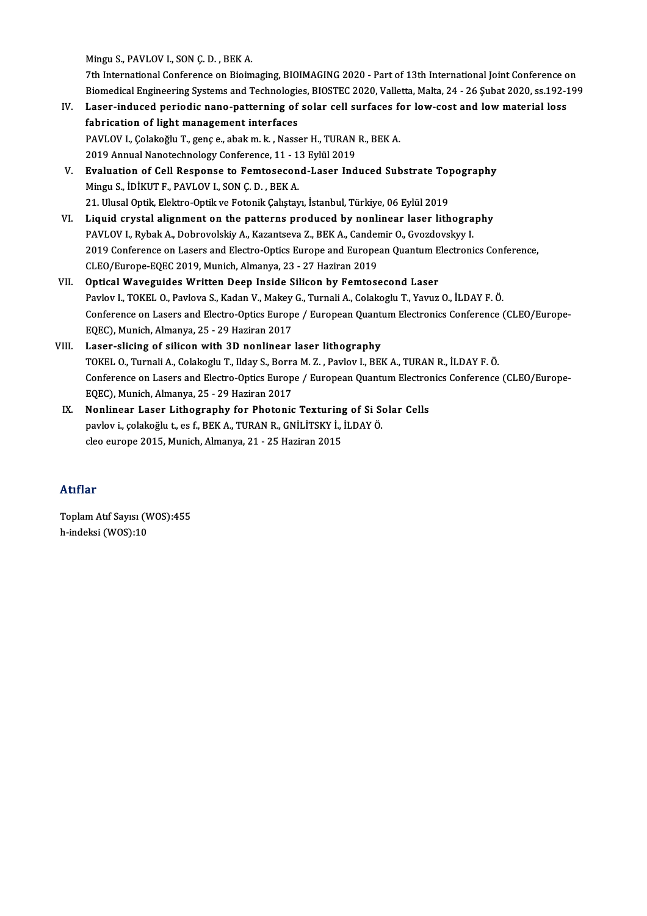Mingu S., PAVLOV I., SON Ç. D. , BEK A.
7th International Conference on Bioimaging, BIOIMAGING 2020 - Part of 13th International Joint Conference on Biomedical Engineering Systems and Technologies, BIOSTEC 2020, Valletta, Malta, 24 - 26 Şubat 2020, ss.192-199

IV. **Laser-induced periodic nano-patterning of solar cell surfaces for low-cost and low material loss fabrication of light management interfaces**
PAVLOV I., Çolakoğlu T., genç e., abak m. k. , Nasser H., TURAN R., BEK A.
2019 Annual Nanotechnology Conference, 11 - 13 Eylül 2019

V. **Evaluation of Cell Response to Femtosecond-Laser Induced Substrate Topography**
Mingu S., İDİKUT F., PAVLOV I., SON Ç. D. , BEK A.
21. Ulusal Optik, Elektro-Optik ve Fotonik Çalıştayı, İstanbul, Türkiye, 06 Eylül 2019

VI. **Liquid crystal alignment on the patterns produced by nonlinear laser lithography**
PAVLOV I., Rybak A., Dobrovolskiy A., Kazantseva Z., BEK A., Candemir O., Gvozdovskyy I.
2019 Conference on Lasers and Electro-Optics Europe and European Quantum Electronics Conference, CLEO/Europe-EQEC 2019, Munich, Almanya, 23 - 27 Haziran 2019

VII. **Optical Waveguides Written Deep Inside Silicon by Femtosecond Laser**
Pavlov I., TOKEL O., Pavlova S., Kadan V., Makey G., Turnali A., Colakoglu T., Yavuz O., İLDAY F. Ö.
Conference on Lasers and Electro-Optics Europe / European Quantum Electronics Conference (CLEO/Europe-EQEC), Munich, Almanya, 25 - 29 Haziran 2017

VIII. **Laser-slicing of silicon with 3D nonlinear laser lithography**
TOKEL O., Turnali A., Colakoglu T., Ilday S., Borra M. Z. , Pavlov I., BEK A., TURAN R., İLDAY F. Ö.
Conference on Lasers and Electro-Optics Europe / European Quantum Electronics Conference (CLEO/Europe-EQEC), Munich, Almanya, 25 - 29 Haziran 2017

IX. **Nonlinear Laser Lithography for Photonic Texturing of Si Solar Cells**
pavlov i., çolakoğlu t., es f., BEK A., TURAN R., GNİLİTSKY İ., İLDAY Ö.
cleo europe 2015, Munich, Almanya, 21 - 25 Haziran 2015

## Atıflar

Toplam Atıf Sayısı (WOS):455
h-indeksi (WOS):10